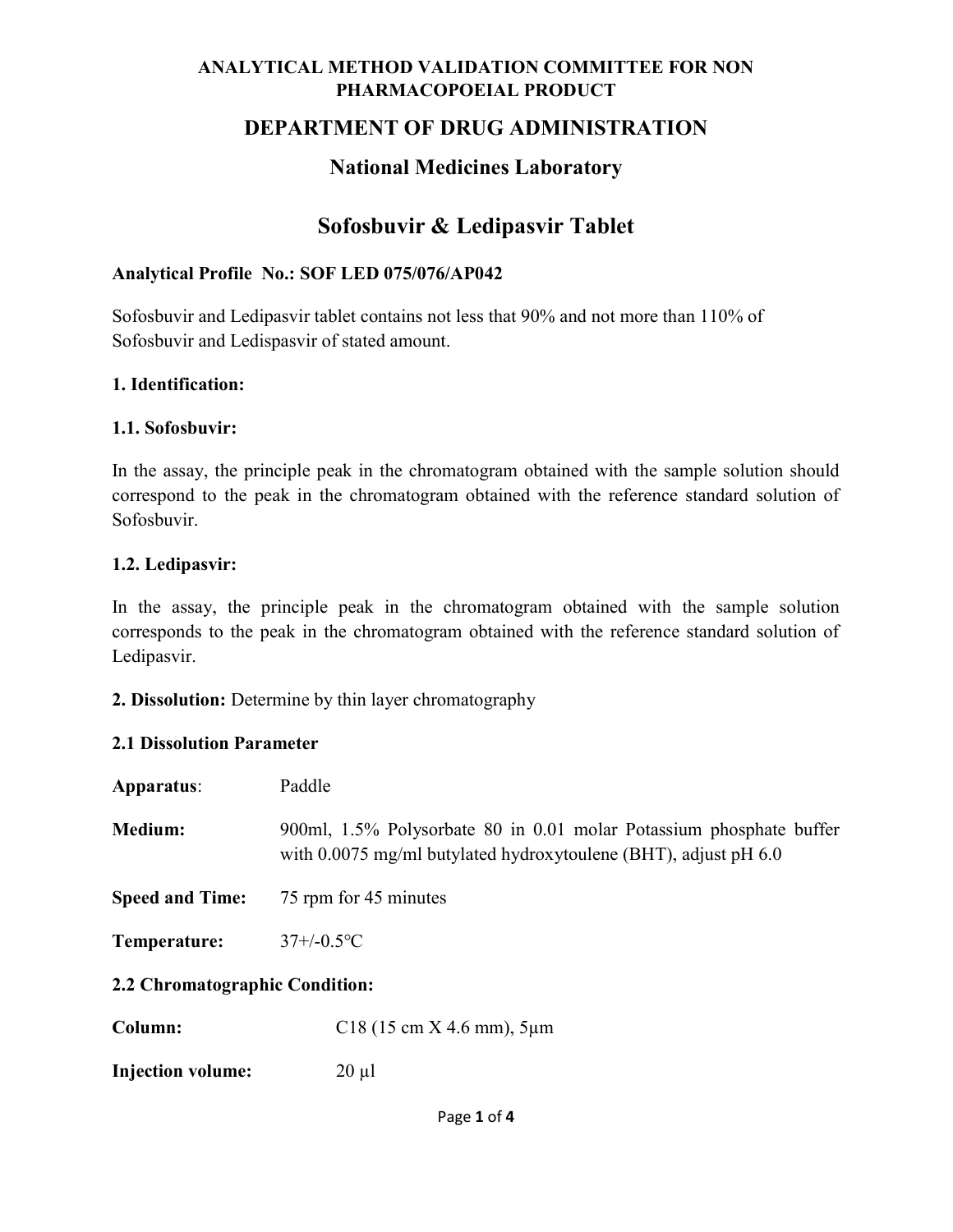**ANALYTICAL METHOD VALIDATION COMMITTEE FOR NON PHARMACOPOEIAL PRODUCT**

# DEPARTMENT OF DRUG ADMINISTRATION

## National Medicines Laboratory

# Sofosbuvir & Ledipasvir Tablet

**Analytical Profile No.: SOF LED 075/076/AP042**

Sofosbuvir and Ledipasvir tablet contains not less that 90% and not more than 110% of Sofosbuvir and Ledispasvir of stated amount.

### 1. Identification:

### 1.1. Sofosbuvir:

In the assay, the principle peak in the chromatogram obtained with the sample solution should correspond to the peak in the chromatogram obtained with the reference standard solution of Sofosbuvir.

### 1.2. Ledipasvir:

In the assay, the principle peak in the chromatogram obtained with the sample solution corresponds to the peak in the chromatogram obtained with the reference standard solution of Ledipasvir.

**2. Dissolution:** Determine by thin layer chromatography

### 2.1 Dissolution Parameter

**Apparatus**: Paddle

**Medium:** 900ml, 1.5% Polysorbate 80 in 0.01 molar Potassium phosphate buffer with 0.0075 mg/ml butylated hydroxytoulene (BHT), adjust pH 6.0

**Speed and Time:** 75 rpm for 45 minutes

**Temperature:** 37+/-0.5°C

### 2.2 Chromatographic Condition:

**Column:** C18 (15 cm X 4.6 mm), 5µm

**Injection volume:** 20 µl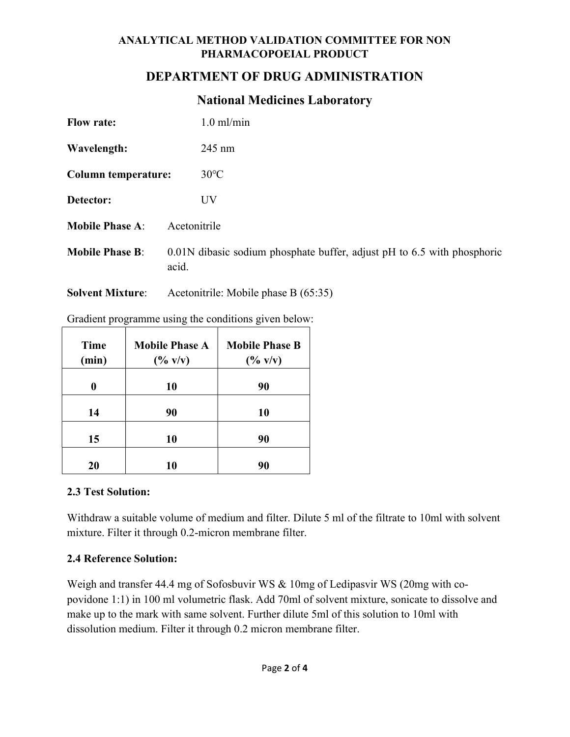**ANALYTICAL METHOD VALIDATION COMMITTEE FOR NON PHARMACOPOEIAL PRODUCT**

## DEPARTMENT OF DRUG ADMINISTRATION

### National Medicines Laboratory

**Flow rate:** 1.0 ml/min

**Wavelength:** 245 nm

**Column temperature:** 30°C

**Detector:** UV

**Mobile Phase A**: Acetonitrile

**Mobile Phase B**: 0.01N dibasic sodium phosphate buffer, adjust pH to 6.5 with phosphoric acid.

**Solvent Mixture**: Acetonitrile: Mobile phase B (65:35)

Gradient programme using the conditions given below:

| Time (min) | Mobile Phase A (% v/v) | Mobile Phase B (% v/v) |
|---|---|---|
| 0 | 10 | 90 |
| 14 | 90 | 10 |
| 15 | 10 | 90 |
| 20 | 10 | 90 |

**2.3 Test Solution:**

Withdraw a suitable volume of medium and filter. Dilute 5 ml of the filtrate to 10ml with solvent mixture. Filter it through 0.2-micron membrane filter.

**2.4 Reference Solution:**

Weigh and transfer 44.4 mg of Sofosbuvir WS & 10mg of Ledipasvir WS (20mg with co-povidone 1:1) in 100 ml volumetric flask. Add 70ml of solvent mixture, sonicate to dissolve and make up to the mark with same solvent. Further dilute 5ml of this solution to 10ml with dissolution medium. Filter it through 0.2 micron membrane filter.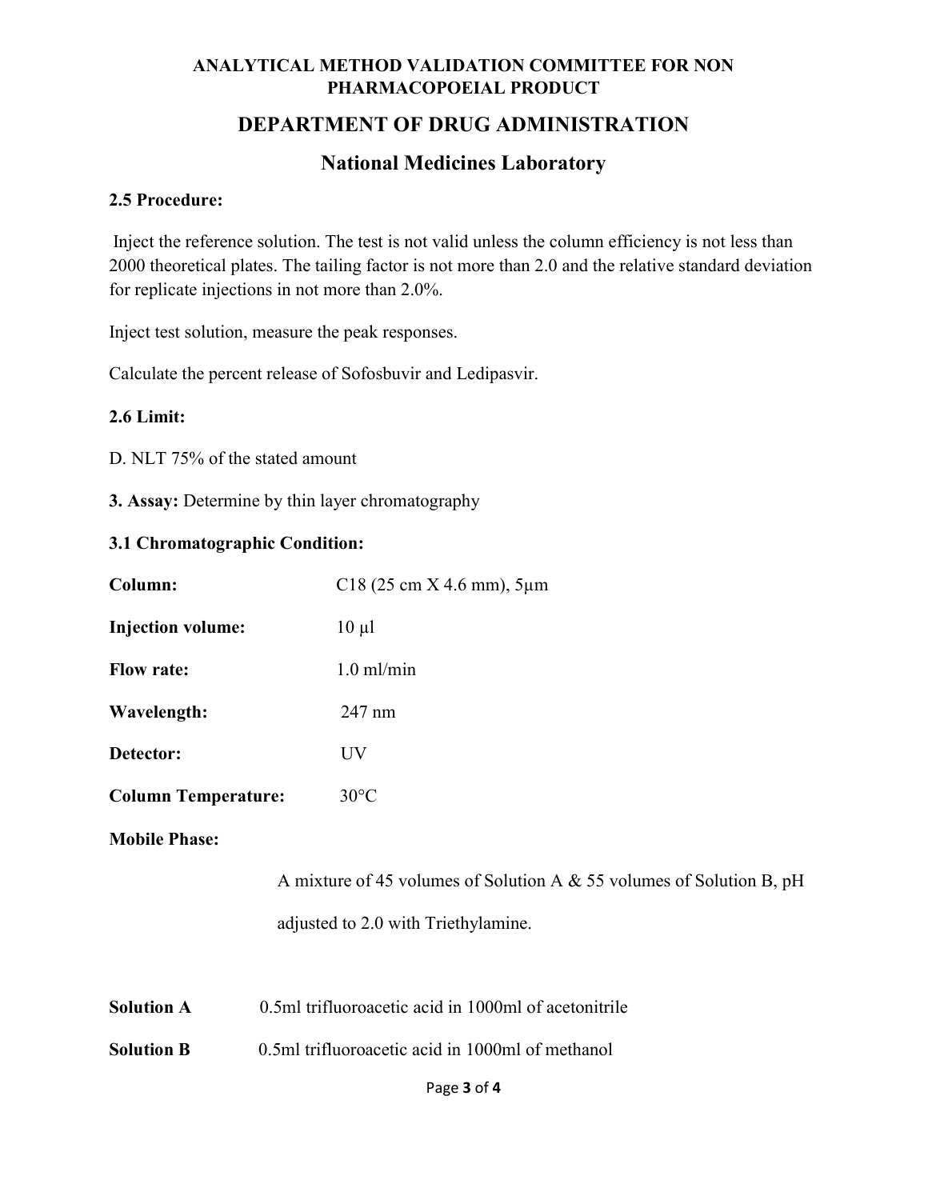**ANALYTICAL METHOD VALIDATION COMMITTEE FOR NON PHARMACOPOEIAL PRODUCT**

## DEPARTMENT OF DRUG ADMINISTRATION

## National Medicines Laboratory

### 2.5 Procedure:

Inject the reference solution. The test is not valid unless the column efficiency is not less than 2000 theoretical plates. The tailing factor is not more than 2.0 and the relative standard deviation for replicate injections in not more than 2.0%.

Inject test solution, measure the peak responses.

Calculate the percent release of Sofosbuvir and Ledipasvir.

### 2.6 Limit:

D. NLT 75% of the stated amount

**3. Assay:** Determine by thin layer chromatography

### 3.1 Chromatographic Condition:

**Column:** C18 (25 cm X 4.6 mm), 5µm

**Injection volume:** 10 µl

**Flow rate:** 1.0 ml/min

**Wavelength:** 247 nm

**Detector:** UV

**Column Temperature:** 30°C

**Mobile Phase:**

A mixture of 45 volumes of Solution A & 55 volumes of Solution B, pH adjusted to 2.0 with Triethylamine.

**Solution A** 0.5ml trifluoroacetic acid in 1000ml of acetonitrile

**Solution B** 0.5ml trifluoroacetic acid in 1000ml of methanol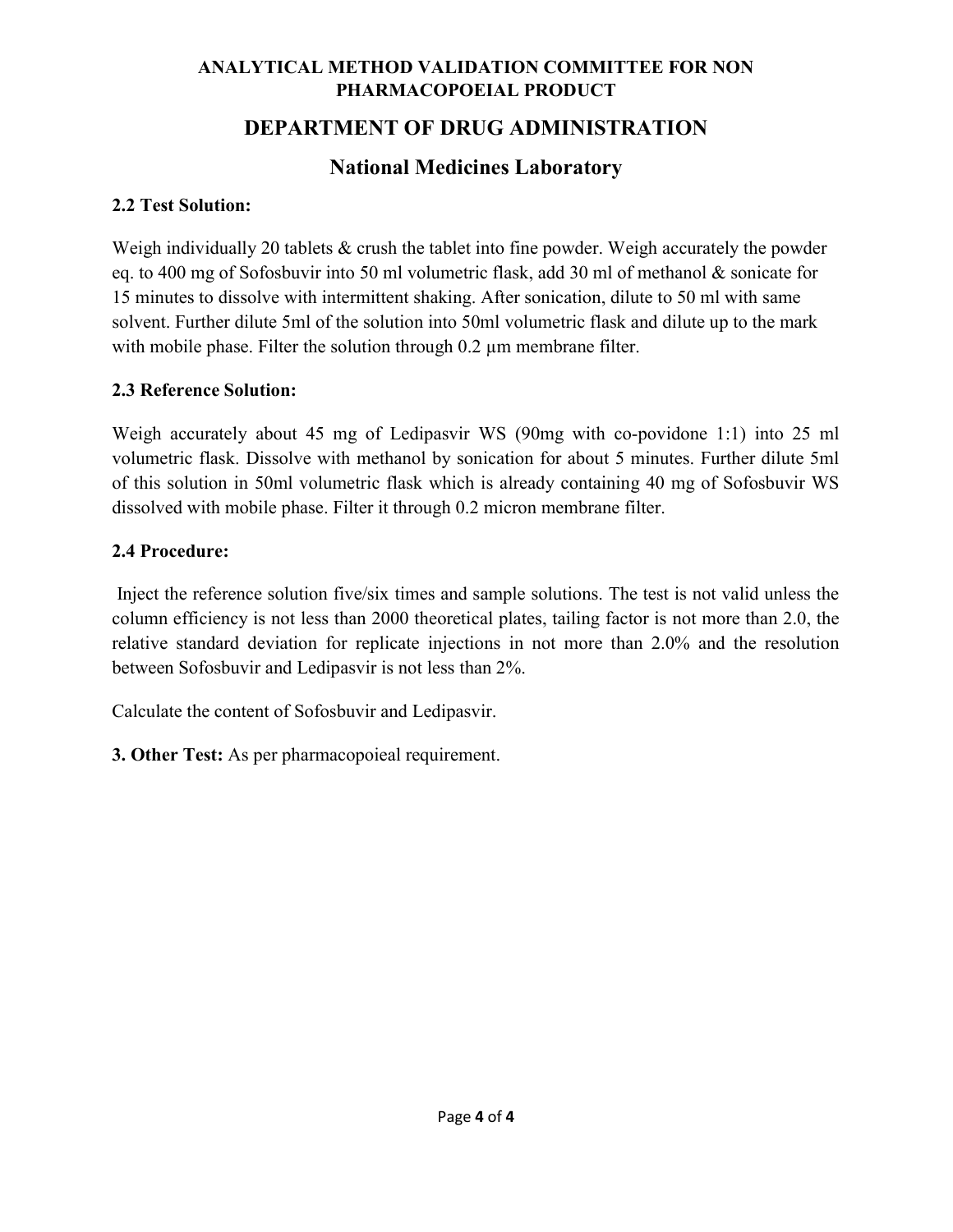**2.2 Test Solution:**

Weigh individually 20 tablets & crush the tablet into fine powder. Weigh accurately the powder eq. to 400 mg of Sofosbuvir into 50 ml volumetric flask, add 30 ml of methanol & sonicate for 15 minutes to dissolve with intermittent shaking. After sonication, dilute to 50 ml with same solvent. Further dilute 5ml of the solution into 50ml volumetric flask and dilute up to the mark with mobile phase. Filter the solution through 0.2 µm membrane filter.

**2.3 Reference Solution:**

Weigh accurately about 45 mg of Ledipasvir WS (90mg with co-povidone 1:1) into 25 ml volumetric flask. Dissolve with methanol by sonication for about 5 minutes. Further dilute 5ml of this solution in 50ml volumetric flask which is already containing 40 mg of Sofosbuvir WS dissolved with mobile phase. Filter it through 0.2 micron membrane filter.

**2.4 Procedure:**

Inject the reference solution five/six times and sample solutions. The test is not valid unless the column efficiency is not less than 2000 theoretical plates, tailing factor is not more than 2.0, the relative standard deviation for replicate injections in not more than 2.0% and the resolution between Sofosbuvir and Ledipasvir is not less than 2%.

Calculate the content of Sofosbuvir and Ledipasvir.

**3. Other Test:** As per pharmacopoieal requirement.